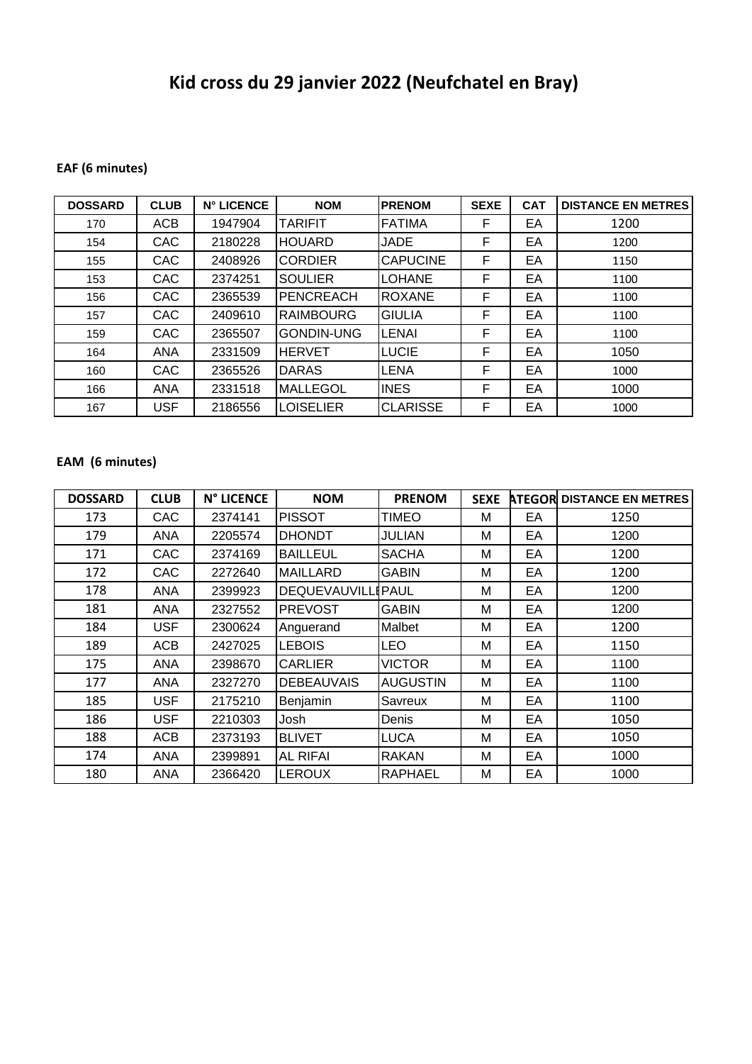# Kid cross du 29 janvier 2022 (Neufchatel en Bray)

**EAF (6 minutes)**

| DOSSARD | CLUB | N° LICENCE | NOM | PRENOM | SEXE | CAT | DISTANCE EN METRES |
|---|---|---|---|---|---|---|---|
| 170 | ACB | 1947904 | TARIFIT | FATIMA | F | EA | 1200 |
| 154 | CAC | 2180228 | HOUARD | JADE | F | EA | 1200 |
| 155 | CAC | 2408926 | CORDIER | CAPUCINE | F | EA | 1150 |
| 153 | CAC | 2374251 | SOULIER | LOHANE | F | EA | 1100 |
| 156 | CAC | 2365539 | PENCREACH | ROXANE | F | EA | 1100 |
| 157 | CAC | 2409610 | RAIMBOURG | GIULIA | F | EA | 1100 |
| 159 | CAC | 2365507 | GONDIN-UNG | LENAI | F | EA | 1100 |
| 164 | ANA | 2331509 | HERVET | LUCIE | F | EA | 1050 |
| 160 | CAC | 2365526 | DARAS | LENA | F | EA | 1000 |
| 166 | ANA | 2331518 | MALLEGOL | INES | F | EA | 1000 |
| 167 | USF | 2186556 | LOISELIER | CLARISSE | F | EA | 1000 |

**EAM (6 minutes)**

| DOSSARD | CLUB | N° LICENCE | NOM | PRENOM | SEXE | ATEGOR | DISTANCE EN METRES |
|---|---|---|---|---|---|---|---|
| 173 | CAC | 2374141 | PISSOT | TIMEO | M | EA | 1250 |
| 179 | ANA | 2205574 | DHONDT | JULIAN | M | EA | 1200 |
| 171 | CAC | 2374169 | BAILLEUL | SACHA | M | EA | 1200 |
| 172 | CAC | 2272640 | MAILLARD | GABIN | M | EA | 1200 |
| 178 | ANA | 2399923 | DEQUEVAUVILLI | PAUL | M | EA | 1200 |
| 181 | ANA | 2327552 | PREVOST | GABIN | M | EA | 1200 |
| 184 | USF | 2300624 | Anguerand | Malbet | M | EA | 1200 |
| 189 | ACB | 2427025 | LEBOIS | LEO | M | EA | 1150 |
| 175 | ANA | 2398670 | CARLIER | VICTOR | M | EA | 1100 |
| 177 | ANA | 2327270 | DEBEAUVAIS | AUGUSTIN | M | EA | 1100 |
| 185 | USF | 2175210 | Benjamin | Savreux | M | EA | 1100 |
| 186 | USF | 2210303 | Josh | Denis | M | EA | 1050 |
| 188 | ACB | 2373193 | BLIVET | LUCA | M | EA | 1050 |
| 174 | ANA | 2399891 | AL RIFAI | RAKAN | M | EA | 1000 |
| 180 | ANA | 2366420 | LEROUX | RAPHAEL | M | EA | 1000 |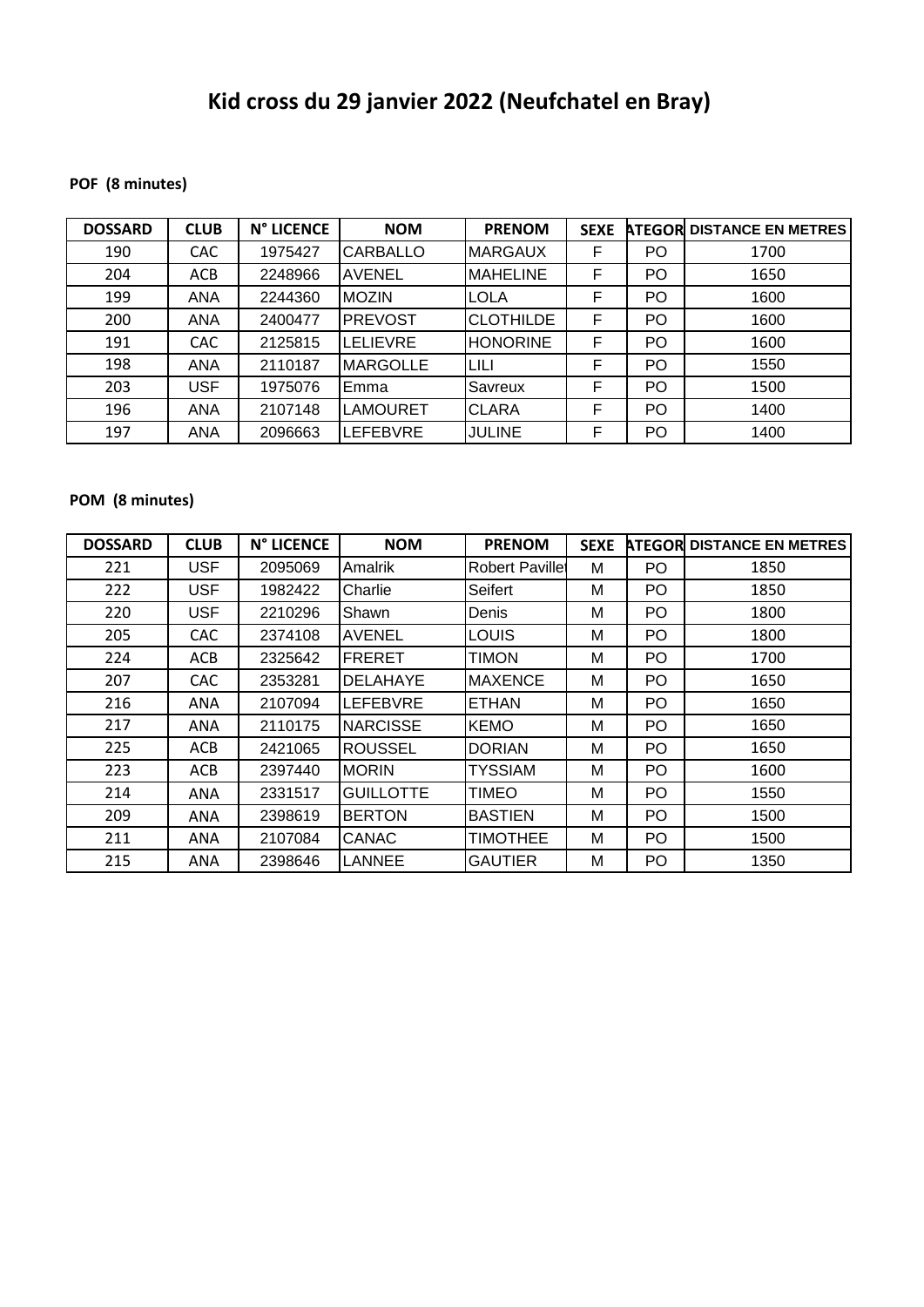# Kid cross du 29 janvier 2022 (Neufchatel en Bray)

**POF (8 minutes)**

| DOSSARD | CLUB | N° LICENCE | NOM | PRENOM | SEXE | ATEGOR | DISTANCE EN METRES |
|---|---|---|---|---|---|---|---|
| 190 | CAC | 1975427 | CARBALLO | MARGAUX | F | PO | 1700 |
| 204 | ACB | 2248966 | AVENEL | MAHELINE | F | PO | 1650 |
| 199 | ANA | 2244360 | MOZIN | LOLA | F | PO | 1600 |
| 200 | ANA | 2400477 | PREVOST | CLOTHILDE | F | PO | 1600 |
| 191 | CAC | 2125815 | LELIEVRE | HONORINE | F | PO | 1600 |
| 198 | ANA | 2110187 | MARGOLLE | LILI | F | PO | 1550 |
| 203 | USF | 1975076 | Emma | Savreux | F | PO | 1500 |
| 196 | ANA | 2107148 | LAMOURET | CLARA | F | PO | 1400 |
| 197 | ANA | 2096663 | LEFEBVRE | JULINE | F | PO | 1400 |

**POM (8 minutes)**

| DOSSARD | CLUB | N° LICENCE | NOM | PRENOM | SEXE | ATEGOR | DISTANCE EN METRES |
|---|---|---|---|---|---|---|---|
| 221 | USF | 2095069 | Amalrik | Robert Paville | M | PO | 1850 |
| 222 | USF | 1982422 | Charlie | Seifert | M | PO | 1850 |
| 220 | USF | 2210296 | Shawn | Denis | M | PO | 1800 |
| 205 | CAC | 2374108 | AVENEL | LOUIS | M | PO | 1800 |
| 224 | ACB | 2325642 | FRERET | TIMON | M | PO | 1700 |
| 207 | CAC | 2353281 | DELAHAYE | MAXENCE | M | PO | 1650 |
| 216 | ANA | 2107094 | LEFEBVRE | ETHAN | M | PO | 1650 |
| 217 | ANA | 2110175 | NARCISSE | KEMO | M | PO | 1650 |
| 225 | ACB | 2421065 | ROUSSEL | DORIAN | M | PO | 1650 |
| 223 | ACB | 2397440 | MORIN | TYSSIAM | M | PO | 1600 |
| 214 | ANA | 2331517 | GUILLOTTE | TIMEO | M | PO | 1550 |
| 209 | ANA | 2398619 | BERTON | BASTIEN | M | PO | 1500 |
| 211 | ANA | 2107084 | CANAC | TIMOTHEE | M | PO | 1500 |
| 215 | ANA | 2398646 | LANNEE | GAUTIER | M | PO | 1350 |